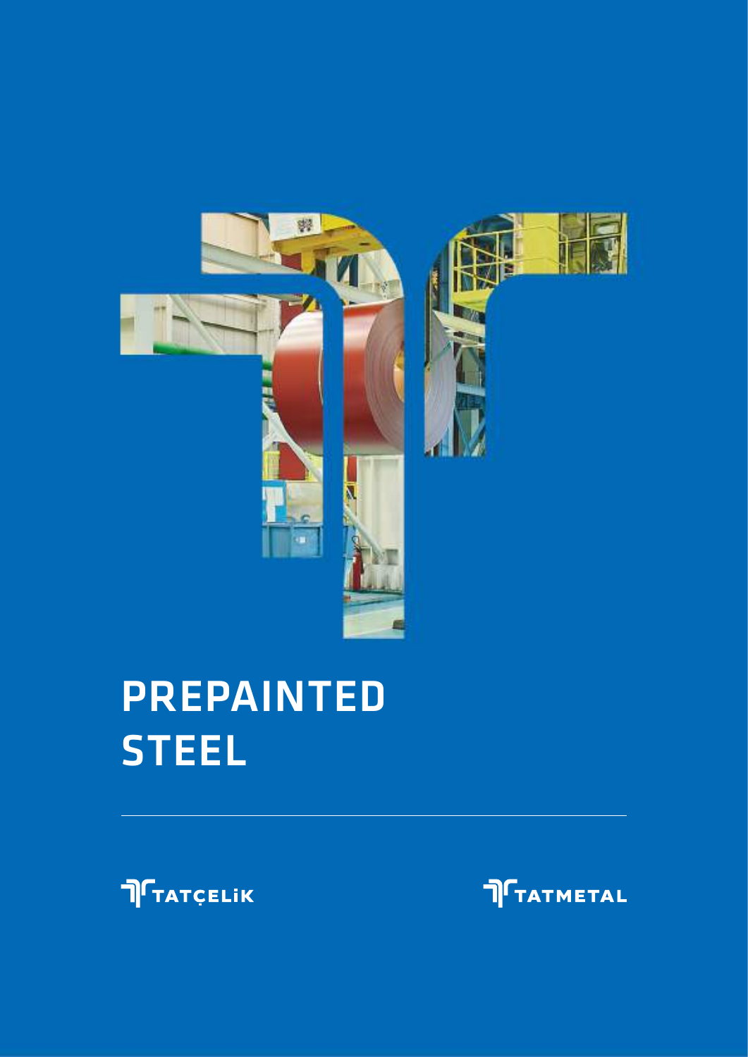# PREPAINTED STEEL

TATÇELİK

TATMETAL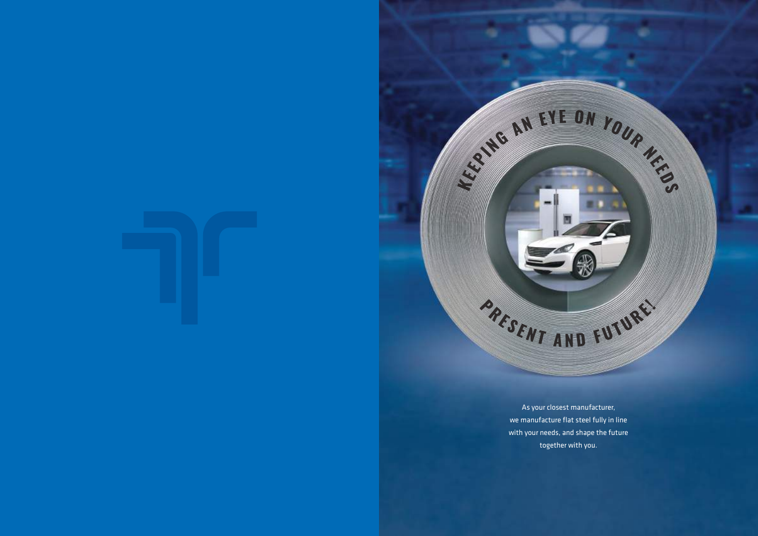KEEPING AN EYE ON YOUR NEEDS

PRESENT AND FUTURE!

As your closest manufacturer, we manufacture flat steel fully in line with your needs, and shape the future together with you.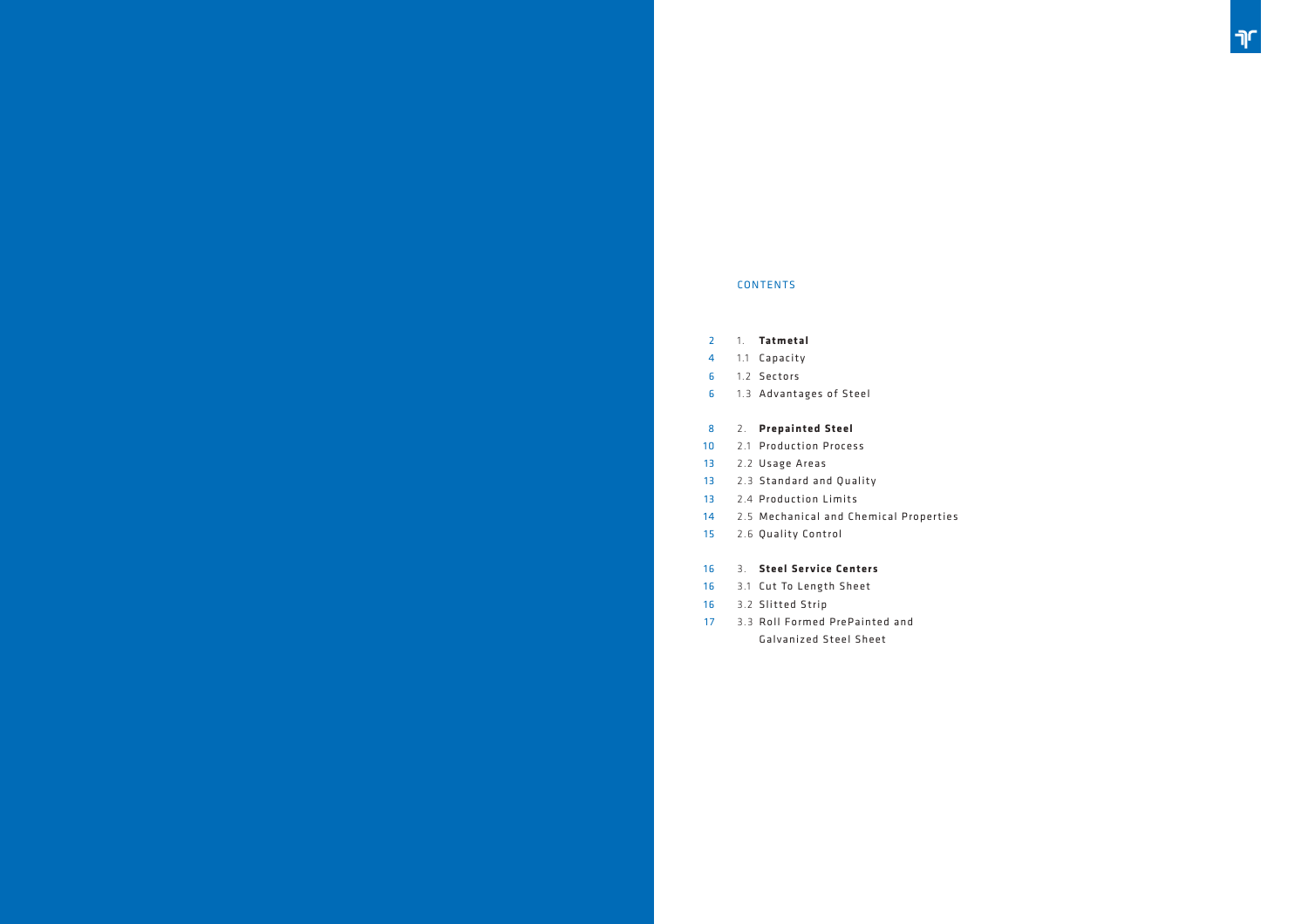## CONTENTS

| Page | Section |
|---|---|
| 2 | 1. **Tatmetal** |
| 4 | 1.1 Capacity |
| 6 | 1.2 Sectors |
| 6 | 1.3 Advantages of Steel |
| 8 | 2. **Prepainted Steel** |
| 10 | 2.1 Production Process |
| 13 | 2.2 Usage Areas |
| 13 | 2.3 Standard and Quality |
| 13 | 2.4 Production Limits |
| 14 | 2.5 Mechanical and Chemical Properties |
| 15 | 2.6 Quality Control |
| 16 | 3. **Steel Service Centers** |
| 16 | 3.1 Cut To Length Sheet |
| 16 | 3.2 Slitted Strip |
| 17 | 3.3 Roll Formed PrePainted and Galvanized Steel Sheet |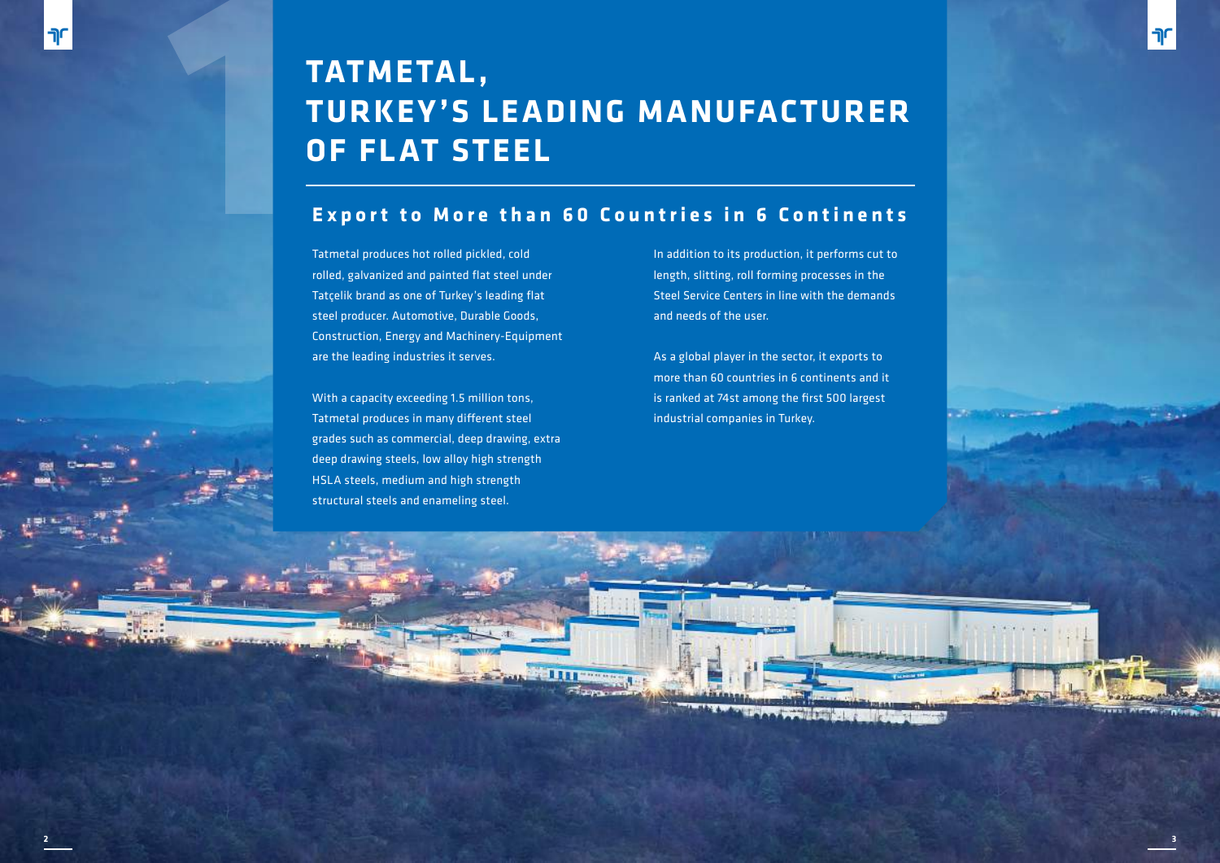# TATMETAL, TURKEY'S LEADING MANUFACTURER OF FLAT STEEL

## Export to More than 60 Countries in 6 Continents

Tatmetal produces hot rolled pickled, cold rolled, galvanized and painted flat steel under Tatçelik brand as one of Turkey's leading flat steel producer. Automotive, Durable Goods, Construction, Energy and Machinery-Equipment are the leading industries it serves.

With a capacity exceeding 1.5 million tons, Tatmetal produces in many different steel grades such as commercial, deep drawing, extra deep drawing steels, low alloy high strength HSLA steels, medium and high strength structural steels and enameling steel.

In addition to its production, it performs cut to length, slitting, roll forming processes in the Steel Service Centers in line with the demands and needs of the user.

As a global player in the sector, it exports to more than 60 countries in 6 continents and it is ranked at 74st among the first 500 largest industrial companies in Turkey.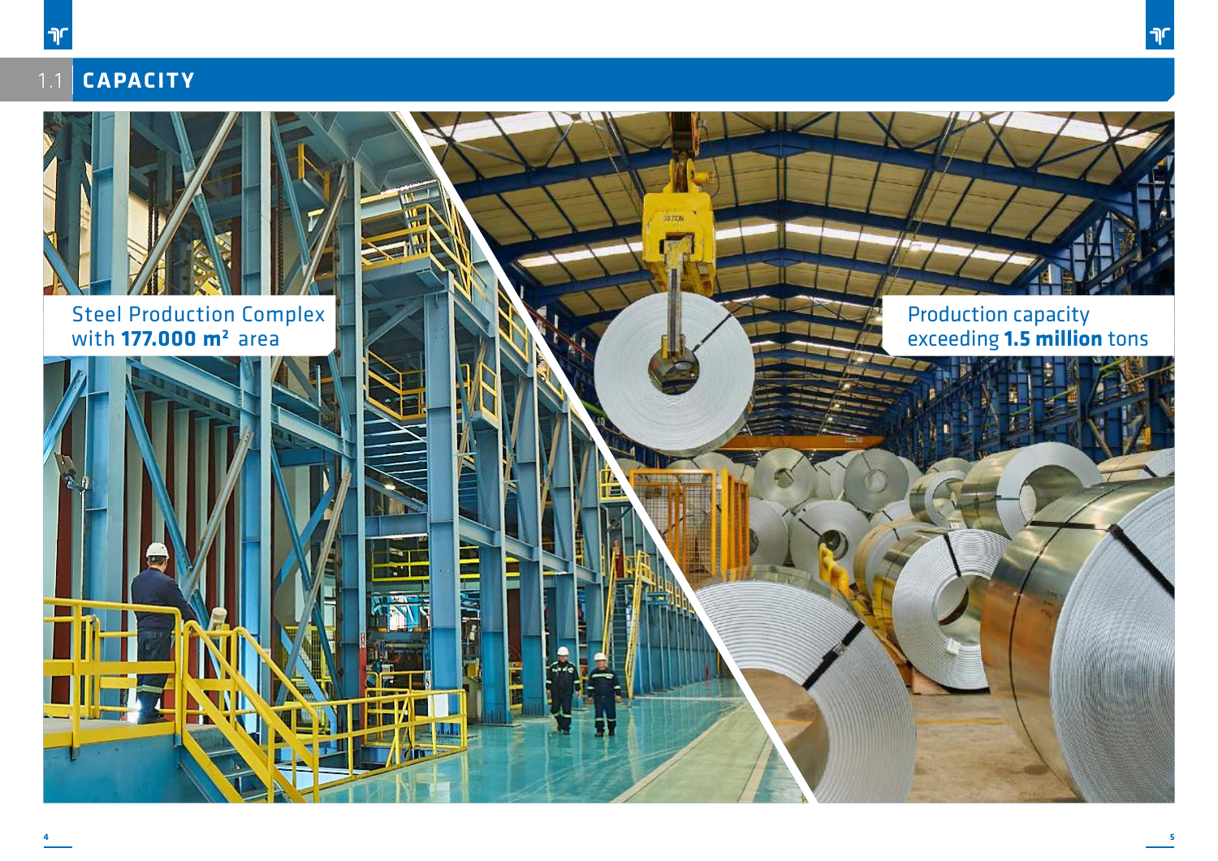## 1.1 CAPACITY

Steel Production Complex with **177.000 m²** area

Production capacity exceeding **1.5 million** tons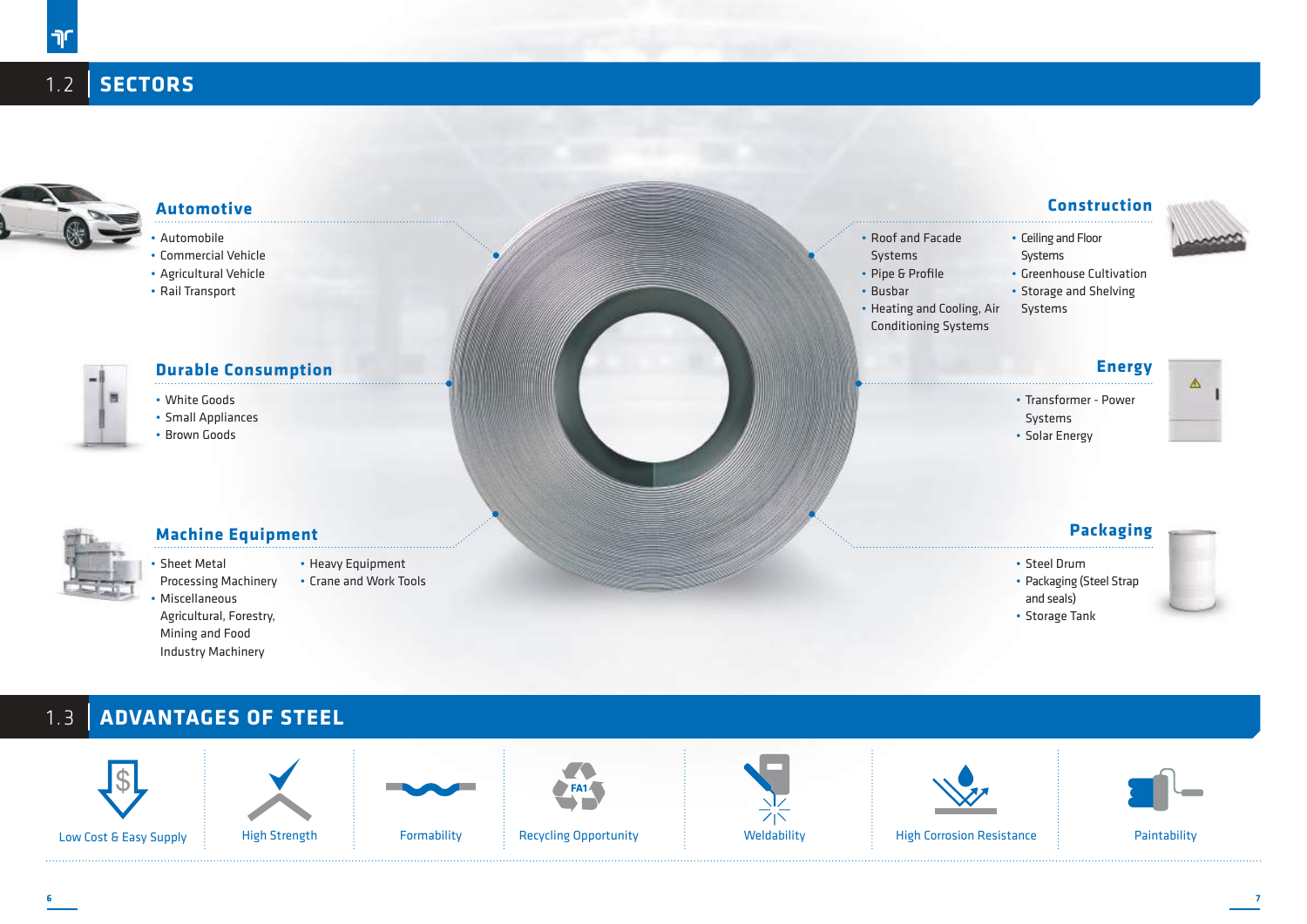## 1.2 SECTORS

### Automotive

- Automobile
- Commercial Vehicle
- Agricultural Vehicle
- Rail Transport

### Durable Consumption

- White Goods
- Small Appliances
- Brown Goods

### Machine Equipment

- Sheet Metal Processing Machinery
- Miscellaneous Agricultural, Forestry, Mining and Food Industry Machinery
- Heavy Equipment
- Crane and Work Tools

### Construction

- Roof and Facade Systems
- Pipe & Profile
- Busbar
- Heating and Cooling, Air Conditioning Systems
- Ceiling and Floor Systems
- Greenhouse Cultivation
- Storage and Shelving Systems

### Energy

- Transformer - Power Systems
- Solar Energy

### Packaging

- Steel Drum
- Packaging (Steel Strap and seals)
- Storage Tank

## 1.3 ADVANTAGES OF STEEL

- Low Cost & Easy Supply
- High Strength
- Formability
- Recycling Opportunity
- Weldability
- High Corrosion Resistance
- Paintability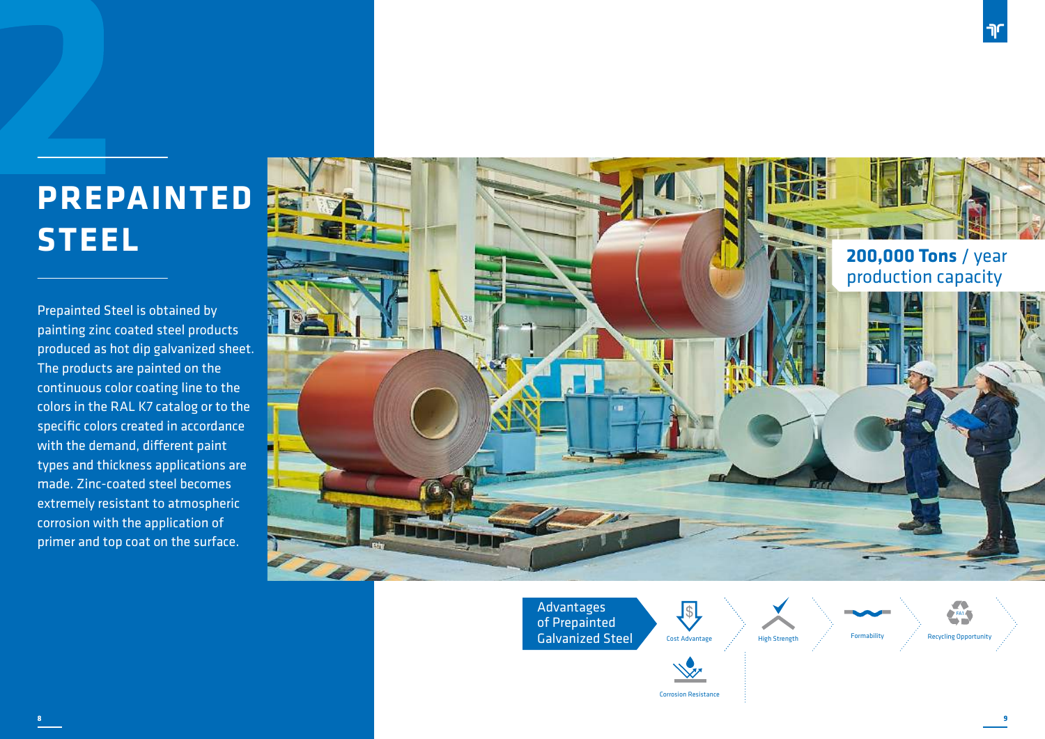# PREPAINTED STEEL

Prepainted Steel is obtained by painting zinc coated steel products produced as hot dip galvanized sheet. The products are painted on the continuous color coating line to the colors in the RAL K7 catalog or to the specific colors created in accordance with the demand, different paint types and thickness applications are made. Zinc-coated steel becomes extremely resistant to atmospheric corrosion with the application of primer and top coat on the surface.

**200,000 Tons** / year production capacity

## Advantages of Prepainted Galvanized Steel

- Cost Advantage
- High Strength
- Formability
- Recycling Opportunity
- Corrosion Resistance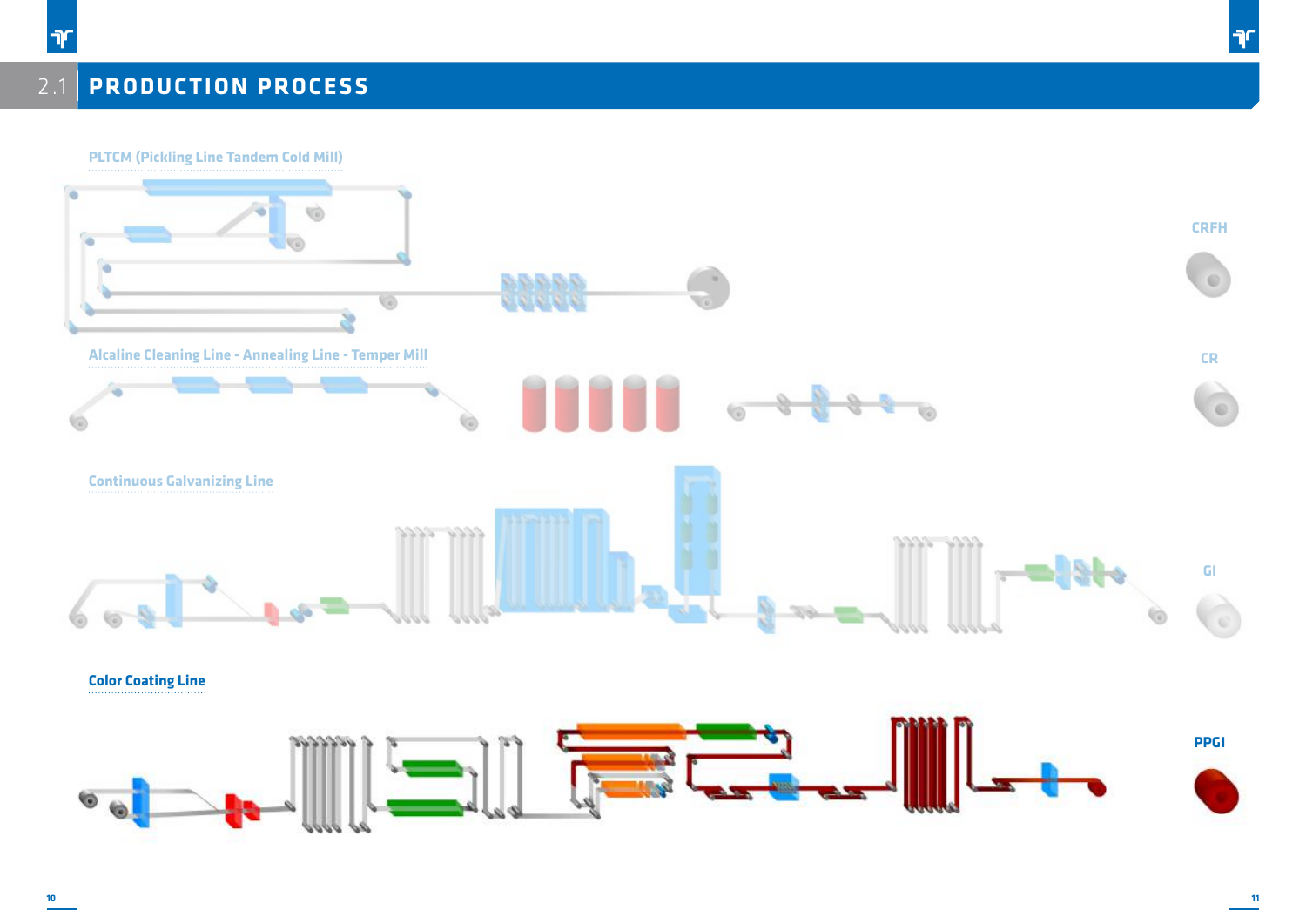## 2.1 PRODUCTION PROCESS

PLTCM (Pickling Line Tandem Cold Mill)

CRFH

Alcaline Cleaning Line - Annealing Line - Temper Mill

CR

Continuous Galvanizing Line

GI

Color Coating Line

PPGI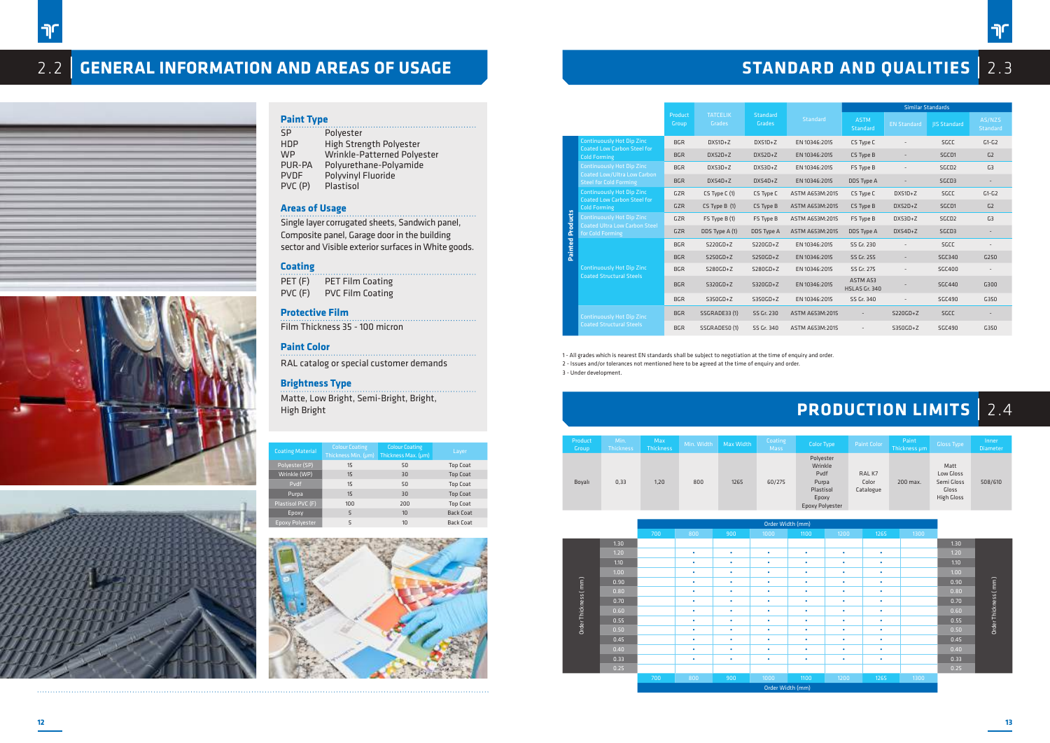## 2.2 GENERAL INFORMATION AND AREAS OF USAGE

### Paint Type

| | |
|---|---|
| SP | Polyester |
| HDP | High Strength Polyester |
| WP | Wrinkle-Patterned Polyester |
| PUR-PA | Polyurethane-Polyamide |
| PVDF | Polyvinyl Fluoride |
| PVC (P) | Plastisol |

### Areas of Usage

Single layer corrugated sheets, Sandwich panel, Composite panel, Garage door in the building sector and Visible exterior surfaces in White goods.

### Coating

| | |
|---|---|
| PET (F) | PET Film Coating |
| PVC (F) | PVC Film Coating |

### Protective Film

Film Thickness 35 - 100 micron

### Paint Color

RAL catalog or special customer demands

### Brightness Type

Matte, Low Bright, Semi-Bright, Bright, High Bright

| Coating Material | Colour Coating Thickness Min. (µm) | Colour Coating Thickness Max. (µm) | Layer |
|---|---|---|---|
| Polyester (SP) | 15 | 50 | Top Coat |
| Wrinkle (WP) | 15 | 30 | Top Coat |
| Pvdf | 15 | 50 | Top Coat |
| Purpa | 15 | 30 | Top Coat |
| Plastisol PVC (F) | 100 | 200 | Top Coat |
| Epoxy | 5 | 10 | Back Coat |
| Epoxy Polyester | 5 | 10 | Back Coat |

## STANDARD AND QUALITIES 2.3

| | Product Group | TATCELIK Grades | Standard Grades | Standard | Similar Standards: ASTM Standard | EN Standard | JIS Standard | AS/NZS Standard |
|---|---|---|---|---|---|---|---|---|
| Painted Products – Continuously Hot Dip Zinc Coated Low Carbon Steel for Cold Forming | BGR | DX51D+Z | DX51D+Z | EN 10346:2015 | CS Type C | - | SGCC | G1-G2 |
| | BGR | DX52D+Z | DX52D+Z | EN 10346:2015 | CS Type B | - | SGCD1 | G2 |
| Continuously Hot Dip Zinc Coated Low/Ultra Low Carbon Steel for Cold Forming | BGR | DX53D+Z | DX53D+Z | EN 10346:2015 | FS Type B | - | SGCD2 | G3 |
| | BGR | DX54D+Z | DX54D+Z | EN 10346:2015 | DDS Type A | - | SGCD3 | - |
| Continuously Hot Dip Zinc Coated Low Carbon Steel for Cold Forming | GZR | CS Type C (1) | CS Type C | ASTM A653M:2015 | CS Type C | DX51D+Z | SGCC | G1-G2 |
| | GZR | CS Type B (1) | CS Type B | ASTM A653M:2015 | CS Type B | DX52D+Z | SGCD1 | G2 |
| Continuously Hot Dip Zinc Coated Ultra Low Carbon Steel for Cold Forming | GZR | FS Type B (1) | FS Type B | ASTM A653M:2015 | FS Type B | DX53D+Z | SGCD2 | G3 |
| | GZR | DDS Type A (1) | DDS Type A | ASTM A653M:2015 | DDS Type A | DX54D+Z | SGCD3 | - |
| Continuously Hot Dip Zinc Coated Structural Steels | BGR | S220GD+Z | S220GD+Z | EN 10346:2015 | SS Gr. 230 | - | SGCC | - |
| | BGR | S250GD+Z | S250GD+Z | EN 10346:2015 | SS Gr. 255 | - | SGC340 | G250 |
| | BGR | S280GD+Z | S280GD+Z | EN 10346:2015 | SS Gr. 275 | - | SGC400 | - |
| | BGR | S320GD+Z | S320GD+Z | EN 10346:2015 | ASTM A53 HSLAS Gr. 340 | - | SGC440 | G300 |
| | BGR | S350GD+Z | S350GD+Z | EN 10346:2015 | SS Gr. 340 | - | SGC490 | G350 |
| Continuously Hot Dip Zinc Coated Structural Steels | BGR | SSGRADE33 (1) | SS Gr. 230 | ASTM A653M:2015 | - | S220GD+Z | SGCC | - |
| | BGR | SSGRADE50 (1) | SS Gr. 340 | ASTM A653M:2015 | - | S350GD+Z | SGC490 | G350 |

1 - All grades which is nearest EN standards shall be subject to negotiation at the time of enquiry and order.
2 - Issues and/or tolerances not mentioned here to be agreed at the time of enquiry and order.
3 - Under development.

## PRODUCTION LIMITS 2.4

| Product Group | Min. Thickness | Max Thickness | Min. Width | Max Width | Coating Mass | Color Type | Paint Color | Paint Thickness µm | Gloss Type | Inner Diameter |
|---|---|---|---|---|---|---|---|---|---|---|
| Boyalı | 0,33 | 1,20 | 800 | 1265 | 60/275 | Polyester, Wrinkle, Pvdf, Purpa, Plastisol, Epoxy, Epoxy Polyester | RAL K7 Color Catalogue | 200 max. | Matt, Low Gloss, Semi Gloss, Gloss, High Gloss | 508/610 |

Order Width (mm) / Order Thickness (mm)

| Order Thickness (mm) | 700 | 800 | 900 | 1000 | 1100 | 1200 | 1265 | 1300 |
|---|---|---|---|---|---|---|---|---|
| 1.30 | | | | | | | | |
| 1.20 | | • | • | • | • | • | • | |
| 1.10 | | • | • | • | • | • | • | |
| 1.00 | | • | • | • | • | • | • | |
| 0.90 | | • | • | • | • | • | • | |
| 0.80 | | • | • | • | • | • | • | |
| 0.70 | | • | • | • | • | • | • | |
| 0.60 | | • | • | • | • | • | • | |
| 0.55 | | • | • | • | • | • | • | |
| 0.50 | | • | • | • | • | • | • | |
| 0.45 | | • | • | • | • | • | • | |
| 0.40 | | • | • | • | • | • | • | |
| 0.33 | | • | • | • | • | • | • | |
| 0.25 | | | | | | | | |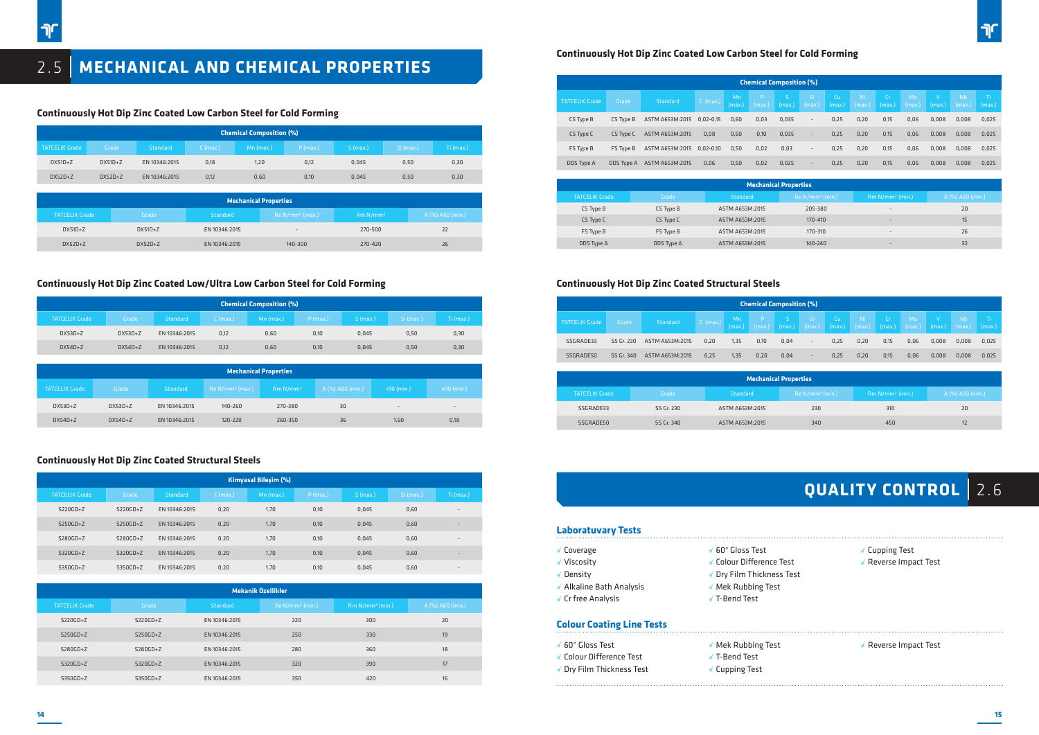# 2.5 MECHANICAL AND CHEMICAL PROPERTIES

### Continuously Hot Dip Zinc Coated Low Carbon Steel for Cold Forming

| Chemical Composition (%) | | | | | | | | |
|---|---|---|---|---|---|---|---|---|
| TATCELIK Grade | Grade | Standard | C (max.) | Mn (max.) | P (max.) | S (max.) | Si (max.) | Ti (max.) |
| DX51D+Z | DX51D+Z | EN 10346:2015 | 0,18 | 1,20 | 0,12 | 0,045 | 0,50 | 0,30 |
| DX52D+Z | DX52D+Z | EN 10346:2015 | 0,12 | 0,60 | 0,10 | 0,045 | 0,50 | 0,30 |

| Mechanical Properties | | | | | |
|---|---|---|---|---|---|
| TATCELIK Grade | Grade | Standard | Re N/mm² (max.) | Rm N/mm² | A (%) A80 (min.) |
| DX51D+Z | DX51D+Z | EN 10346:2015 | - | 270-500 | 22 |
| DX52D+Z | DX52D+Z | EN 10346:2015 | 140-300 | 270-420 | 26 |

### Continuously Hot Dip Zinc Coated Low/Ultra Low Carbon Steel for Cold Forming

| Chemical Composition (%) | | | | | | | | |
|---|---|---|---|---|---|---|---|---|
| TATCELIK Grade | Grade | Standard | C (max.) | Mn (max.) | P (max.) | S (max.) | Si (max.) | Ti (max.) |
| DX53D+Z | DX53D+Z | EN 10346:2015 | 0,12 | 0,60 | 0,10 | 0,045 | 0,50 | 0,30 |
| DX54D+Z | DX54D+Z | EN 10346:2015 | 0,12 | 0,60 | 0,10 | 0,045 | 0,50 | 0,30 |

| Mechanical Properties | | | | | | | |
|---|---|---|---|---|---|---|---|
| TATCELIK Grade | Grade | Standard | Re N/mm² (max.) | Rm N/mm² | A (%) A80 (min.) | r90 (min.) | n90 (min.) |
| DX53D+Z | DX53D+Z | EN 10346:2015 | 140-260 | 270-380 | 30 | - | - |
| DX54D+Z | DX54D+Z | EN 10346:2015 | 120-220 | 260-350 | 36 | 1,60 | 0,18 |

### Continuously Hot Dip Zinc Coated Structural Steels

| Kimyasal Bileşim (%) | | | | | | | | |
|---|---|---|---|---|---|---|---|---|
| TATCELIK Grade | Grade | Standard | C (max.) | Mn (max.) | P (max.) | S (max.) | Si (max.) | Ti (max.) |
| S220GD+Z | S220GD+Z | EN 10346:2015 | 0,20 | 1,70 | 0,10 | 0,045 | 0,60 | - |
| S250GD+Z | S250GD+Z | EN 10346:2015 | 0,20 | 1,70 | 0,10 | 0,045 | 0,60 | - |
| S280GD+Z | S280GD+Z | EN 10346:2015 | 0,20 | 1,70 | 0,10 | 0,045 | 0,60 | - |
| S320GD+Z | S320GD+Z | EN 10346:2015 | 0,20 | 1,70 | 0,10 | 0,045 | 0,60 | - |
| S350GD+Z | S350GD+Z | EN 10346:2015 | 0,20 | 1,70 | 0,10 | 0,045 | 0,60 | - |

| Mekanik Özellikler | | | | | |
|---|---|---|---|---|---|
| TATCELIK Grade | Grade | Standard | Re N/mm² (min.) | Rm N/mm² (min.) | A (%) A80 (min.) |
| S220GD+Z | S220GD+Z | EN 10346:2015 | 220 | 300 | 20 |
| S250GD+Z | S250GD+Z | EN 10346:2015 | 250 | 330 | 19 |
| S280GD+Z | S280GD+Z | EN 10346:2015 | 280 | 360 | 18 |
| S320GD+Z | S320GD+Z | EN 10346:2015 | 320 | 390 | 17 |
| S350GD+Z | S350GD+Z | EN 10346:2015 | 350 | 420 | 16 |

### Continuously Hot Dip Zinc Coated Low Carbon Steel for Cold Forming

| Chemical Composition (%) | | | | | | | | | | | | | | |
|---|---|---|---|---|---|---|---|---|---|---|---|---|---|---|
| TATCELIK Grade | Grade | Standard | C (max.) | Mn (max.) | P (max.) | S (max.) | Si (max.) | Cu (max.) | Ni (max.) | Cr (max.) | Mo (max.) | V (max.) | Nb (max.) | Ti (max.) |
| CS Type B | CS Type B | ASTM A653M:2015 | 0,02-0,15 | 0,60 | 0,03 | 0,035 | - | 0,25 | 0,20 | 0,15 | 0,06 | 0,008 | 0,008 | 0,025 |
| CS Type C | CS Type C | ASTM A653M:2015 | 0,08 | 0,60 | 0,10 | 0,035 | - | 0,25 | 0,20 | 0,15 | 0,06 | 0,008 | 0,008 | 0,025 |
| FS Type B | FS Type B | ASTM A653M:2015 | 0,02-0,10 | 0,50 | 0,02 | 0,03 | - | 0,25 | 0,20 | 0,15 | 0,06 | 0,008 | 0,008 | 0,025 |
| DDS Type A | DDS Type A | ASTM A653M:2015 | 0,06 | 0,50 | 0,02 | 0,025 | - | 0,25 | 0,20 | 0,15 | 0,06 | 0,008 | 0,008 | 0,025 |

| Mechanical Properties | | | | | |
|---|---|---|---|---|---|
| TATCELIK Grade | Grade | Standard | Re N/mm² (min.) | Rm N/mm² (min.) | A (%) A50 (min.) |
| CS Type B | CS Type B | ASTM A653M:2015 | 205-380 | - | 20 |
| CS Type C | CS Type C | ASTM A653M:2015 | 170-410 | - | 15 |
| FS Type B | FS Type B | ASTM A653M:2015 | 170-310 | - | 26 |
| DDS Type A | DDS Type A | ASTM A653M:2015 | 140-240 | - | 32 |

### Continuously Hot Dip Zinc Coated Structural Steels

| Chemical Composition (%) | | | | | | | | | | | | | | |
|---|---|---|---|---|---|---|---|---|---|---|---|---|---|---|
| TATCELIK Grade | Grade | Standard | C (max.) | Mn (max.) | P (max.) | S (max.) | Si (max.) | Cu (max.) | Ni (max.) | Cr (max.) | Mo (max.) | V (max.) | Nb (max.) | Ti (max.) |
| SSGRADE33 | SS Gr. 230 | ASTM A653M:2015 | 0,20 | 1,35 | 0,10 | 0,04 | - | 0,25 | 0,20 | 0,15 | 0,06 | 0,008 | 0,008 | 0,025 |
| SSGRADE50 | SS Gr. 340 | ASTM A653M:2015 | 0,25 | 1,35 | 0,20 | 0,04 | - | 0,25 | 0,20 | 0,15 | 0,06 | 0,008 | 0,008 | 0,025 |

| Mechanical Properties | | | | | |
|---|---|---|---|---|---|
| TATCELIK Grade | Grade | Standard | Re N/mm² (min.) | Rm N/mm² (min.) | A (%) A50 (min.) |
| SSGRADE33 | SS Gr. 230 | ASTM A653M:2015 | 230 | 310 | 20 |
| SSGRADE50 | SS Gr. 340 | ASTM A653M:2015 | 340 | 450 | 12 |

# QUALITY CONTROL 2.6

### Laboratuvary Tests

- ✓ Coverage
- ✓ Viscosity
- ✓ Density
- ✓ Alkaline Bath Analysis
- ✓ Cr free Analysis
- ✓ 60° Gloss Test
- ✓ Colour Difference Test
- ✓ Dry Film Thickness Test
- ✓ Mek Rubbing Test
- ✓ T-Bend Test
- ✓ Cupping Test
- ✓ Reverse Impact Test

### Colour Coating Line Tests

- ✓ 60° Gloss Test
- ✓ Colour Difference Test
- ✓ Dry Film Thickness Test
- ✓ Mek Rubbing Test
- ✓ T-Bend Test
- ✓ Cupping Test
- ✓ Reverse Impact Test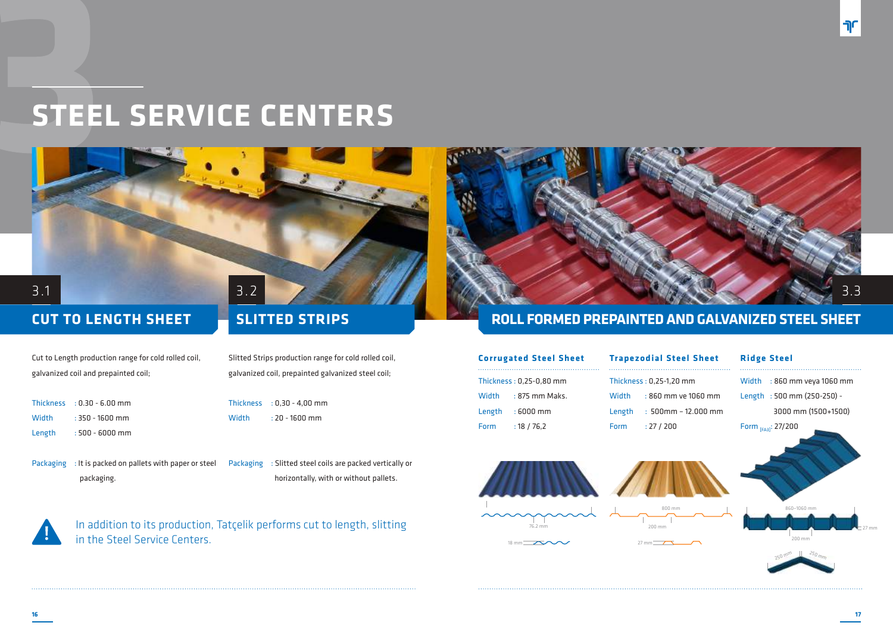# STEEL SERVICE CENTERS

## 3.1 CUT TO LENGTH SHEET

Cut to Length production range for cold rolled coil, galvanized coil and prepainted coil;

Thickness : 0.30 - 6.00 mm
Width : 350 - 1600 mm
Length : 500 - 6000 mm

Packaging : It is packed on pallets with paper or steel packaging.

## 3.2 SLITTED STRIPS

Slitted Strips production range for cold rolled coil, galvanized coil, prepainted galvanized steel coil;

Thickness : 0,30 - 4,00 mm
Width : 20 - 1600 mm

Packaging : Slitted steel coils are packed vertically or horizontally, with or without pallets.

In addition to its production, Tatçelik performs cut to length, slitting in the Steel Service Centers.

## 3.3 ROLL FORMED PREPAINTED AND GALVANIZED STEEL SHEET

### Corrugated Steel Sheet

Thickness : 0,25-0,80 mm
Width : 875 mm Maks.
Length : 6000 mm
Form : 18 / 76,2

76.2 mm
18 mm

### Trapezodial Steel Sheet

Thickness : 0,25-1,20 mm
Width : 860 mm ve 1060 mm
Length : 500mm – 12.000 mm
Form : 27 / 200

800 mm
200 mm
27 mm

### Ridge Steel

Width : 860 mm veya 1060 mm
Length : 500 mm (250-250) - 3000 mm (1500+1500)
Form [FA3]: 27/200

860-1060 mm
27 mm
200 mm
250 mm
250 mm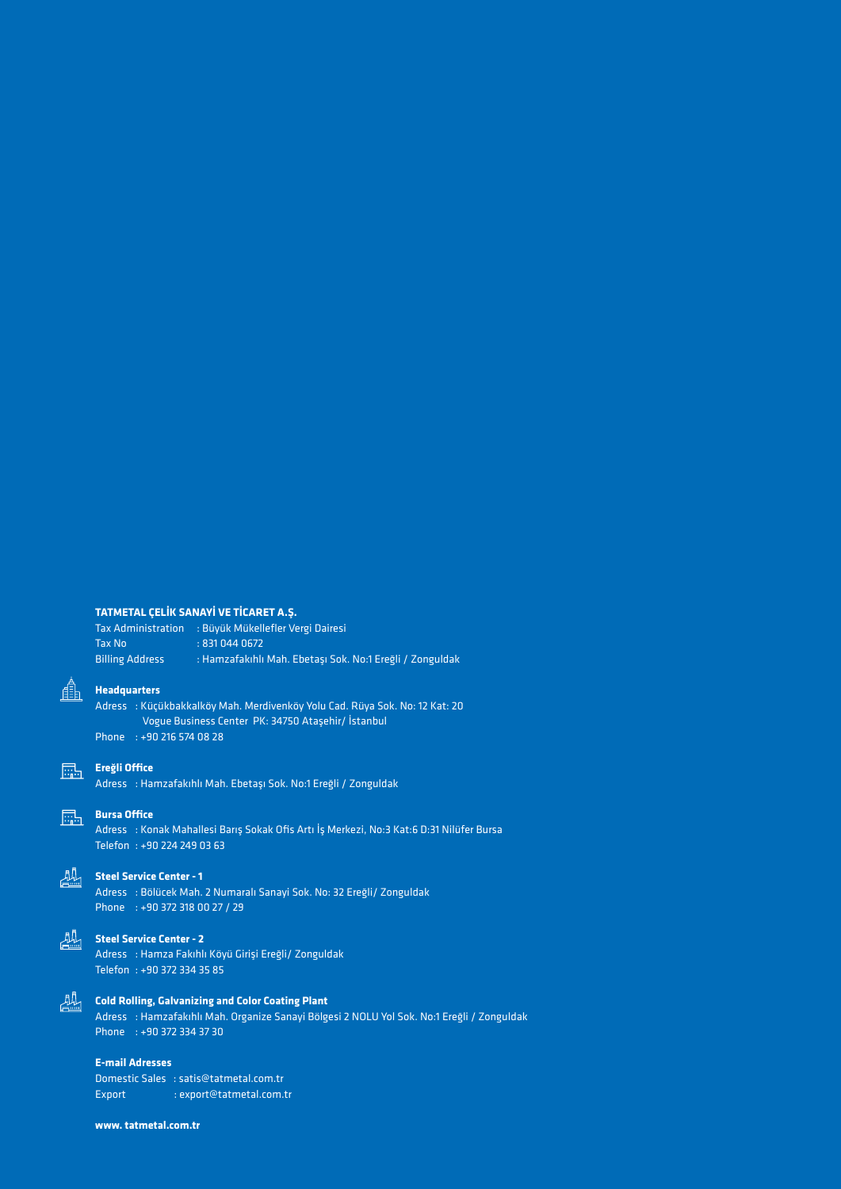**TATMETAL ÇELİK SANAYİ VE TİCARET A.Ş.**

Tax Administration : Büyük Mükellefler Vergi Dairesi
Tax No : 831 044 0672
Billing Address : Hamzafakıhlı Mah. Ebetaşı Sok. No:1 Ereğli / Zonguldak

**Headquarters**

Adress : Küçükbakkalköy Mah. Merdivenköy Yolu Cad. Rüya Sok. No: 12 Kat: 20
Vogue Business Center PK: 34750 Ataşehir/ İstanbul
Phone : +90 216 574 08 28

**Ereğli Office**

Adress : Hamzafakıhlı Mah. Ebetaşı Sok. No:1 Ereğli / Zonguldak

**Bursa Office**

Adress : Konak Mahallesi Barış Sokak Ofis Artı İş Merkezi, No:3 Kat:6 D:31 Nilüfer Bursa
Telefon : +90 224 249 03 63

**Steel Service Center - 1**

Adress : Bölücek Mah. 2 Numaralı Sanayi Sok. No: 32 Ereğli/ Zonguldak
Phone : +90 372 318 00 27 / 29

**Steel Service Center - 2**

Adress : Hamza Fakıhlı Köyü Girişi Ereğli/ Zonguldak
Telefon : +90 372 334 35 85

**Cold Rolling, Galvanizing and Color Coating Plant**

Adress : Hamzafakıhlı Mah. Organize Sanayi Bölgesi 2 NOLU Yol Sok. No:1 Ereğli / Zonguldak
Phone : +90 372 334 37 30

**E-mail Adresses**

Domestic Sales : satis@tatmetal.com.tr
Export : export@tatmetal.com.tr

**www. tatmetal.com.tr**